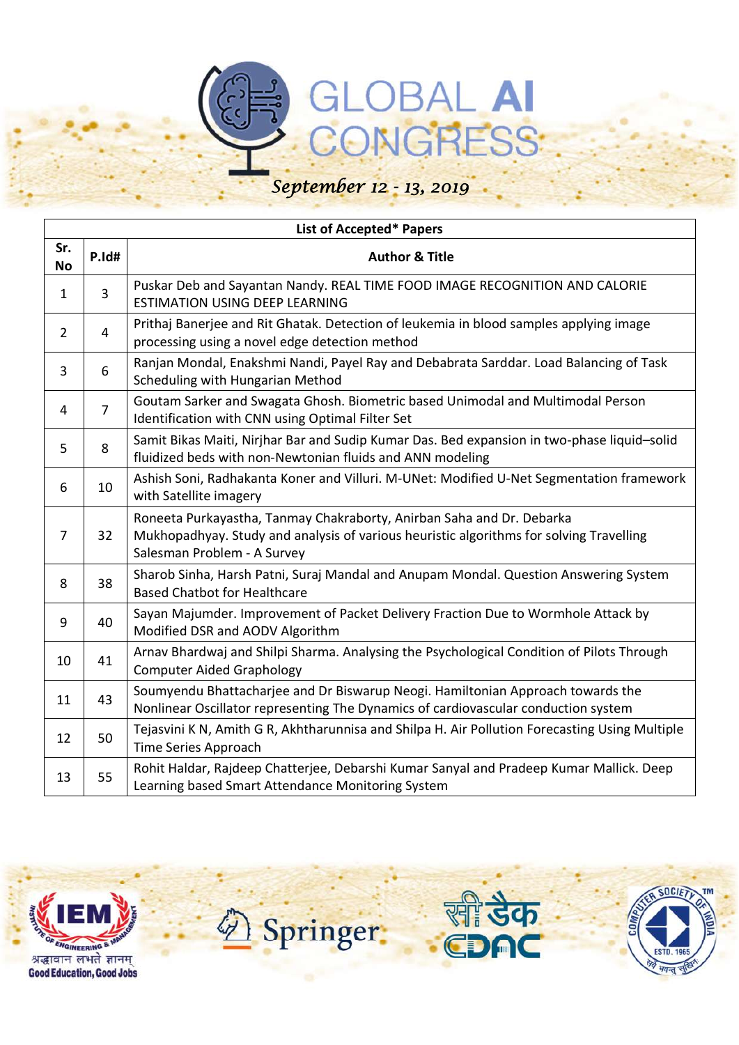# GLOBAL AI CONGRESS

*September 12 - 13, 2019*

| List of Accepted* Papers | | |
|---|---|---|
| **Sr. No** | **P.Id#** | **Author & Title** |
| 1 | 3 | Puskar Deb and Sayantan Nandy. REAL TIME FOOD IMAGE RECOGNITION AND CALORIE ESTIMATION USING DEEP LEARNING |
| 2 | 4 | Prithaj Banerjee and Rit Ghatak. Detection of leukemia in blood samples applying image processing using a novel edge detection method |
| 3 | 6 | Ranjan Mondal, Enakshmi Nandi, Payel Ray and Debabrata Sarddar. Load Balancing of Task Scheduling with Hungarian Method |
| 4 | 7 | Goutam Sarker and Swagata Ghosh. Biometric based Unimodal and Multimodal Person Identification with CNN using Optimal Filter Set |
| 5 | 8 | Samit Bikas Maiti, Nirjhar Bar and Sudip Kumar Das. Bed expansion in two-phase liquid–solid fluidized beds with non-Newtonian fluids and ANN modeling |
| 6 | 10 | Ashish Soni, Radhakanta Koner and Villuri. M-UNet: Modified U-Net Segmentation framework with Satellite imagery |
| 7 | 32 | Roneeta Purkayastha, Tanmay Chakraborty, Anirban Saha and Dr. Debarka Mukhopadhyay. Study and analysis of various heuristic algorithms for solving Travelling Salesman Problem - A Survey |
| 8 | 38 | Sharob Sinha, Harsh Patni, Suraj Mandal and Anupam Mondal. Question Answering System Based Chatbot for Healthcare |
| 9 | 40 | Sayan Majumder. Improvement of Packet Delivery Fraction Due to Wormhole Attack by Modified DSR and AODV Algorithm |
| 10 | 41 | Arnav Bhardwaj and Shilpi Sharma. Analysing the Psychological Condition of Pilots Through Computer Aided Graphology |
| 11 | 43 | Soumyendu Bhattacharjee and Dr Biswarup Neogi. Hamiltonian Approach towards the Nonlinear Oscillator representing The Dynamics of cardiovascular conduction system |
| 12 | 50 | Tejasvini K N, Amith G R, Akhtharunnisa and Shilpa H. Air Pollution Forecasting Using Multiple Time Series Approach |
| 13 | 55 | Rohit Haldar, Rajdeep Chatterjee, Debarshi Kumar Sanyal and Pradeep Kumar Mallick. Deep Learning based Smart Attendance Monitoring System |

IEM — Institute of Engineering & Management — श्रद्धावान लभते ज्ञानम् — Good Education, Good Jobs

Springer

सी डैक CDAC

Computer Society of India — ESTD. 1965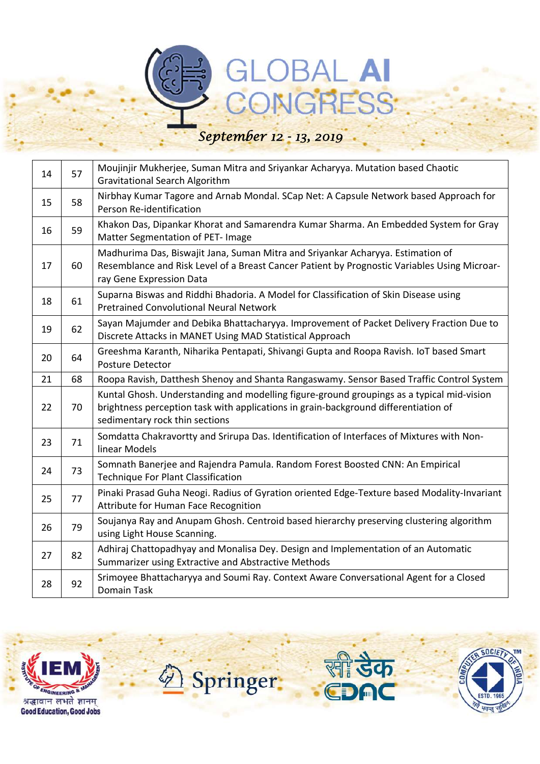| 14 | 57 | Moujinjir Mukherjee, Suman Mitra and Sriyankar Acharyya. Mutation based Chaotic Gravitational Search Algorithm |
|---|---|---|
| 15 | 58 | Nirbhay Kumar Tagore and Arnab Mondal. SCap Net: A Capsule Network based Approach for Person Re-identification |
| 16 | 59 | Khakon Das, Dipankar Khorat and Samarendra Kumar Sharma. An Embedded System for Gray Matter Segmentation of PET- Image |
| 17 | 60 | Madhurima Das, Biswajit Jana, Suman Mitra and Sriyankar Acharyya. Estimation of Resemblance and Risk Level of a Breast Cancer Patient by Prognostic Variables Using Microarray Gene Expression Data |
| 18 | 61 | Suparna Biswas and Riddhi Bhadoria. A Model for Classification of Skin Disease using Pretrained Convolutional Neural Network |
| 19 | 62 | Sayan Majumder and Debika Bhattacharyya. Improvement of Packet Delivery Fraction Due to Discrete Attacks in MANET Using MAD Statistical Approach |
| 20 | 64 | Greeshma Karanth, Niharika Pentapati, Shivangi Gupta and Roopa Ravish. IoT based Smart Posture Detector |
| 21 | 68 | Roopa Ravish, Datthesh Shenoy and Shanta Rangaswamy. Sensor Based Traffic Control System |
| 22 | 70 | Kuntal Ghosh. Understanding and modelling figure-ground groupings as a typical mid-vision brightness perception task with applications in grain-background differentiation of sedimentary rock thin sections |
| 23 | 71 | Somdatta Chakravortty and Srirupa Das. Identification of Interfaces of Mixtures with Non-linear Models |
| 24 | 73 | Somnath Banerjee and Rajendra Pamula. Random Forest Boosted CNN: An Empirical Technique For Plant Classification |
| 25 | 77 | Pinaki Prasad Guha Neogi. Radius of Gyration oriented Edge-Texture based Modality-Invariant Attribute for Human Face Recognition |
| 26 | 79 | Soujanya Ray and Anupam Ghosh. Centroid based hierarchy preserving clustering algorithm using Light House Scanning. |
| 27 | 82 | Adhiraj Chattopadhyay and Monalisa Dey. Design and Implementation of an Automatic Summarizer using Extractive and Abstractive Methods |
| 28 | 92 | Srimoyee Bhattacharyya and Soumi Ray. Context Aware Conversational Agent for a Closed Domain Task |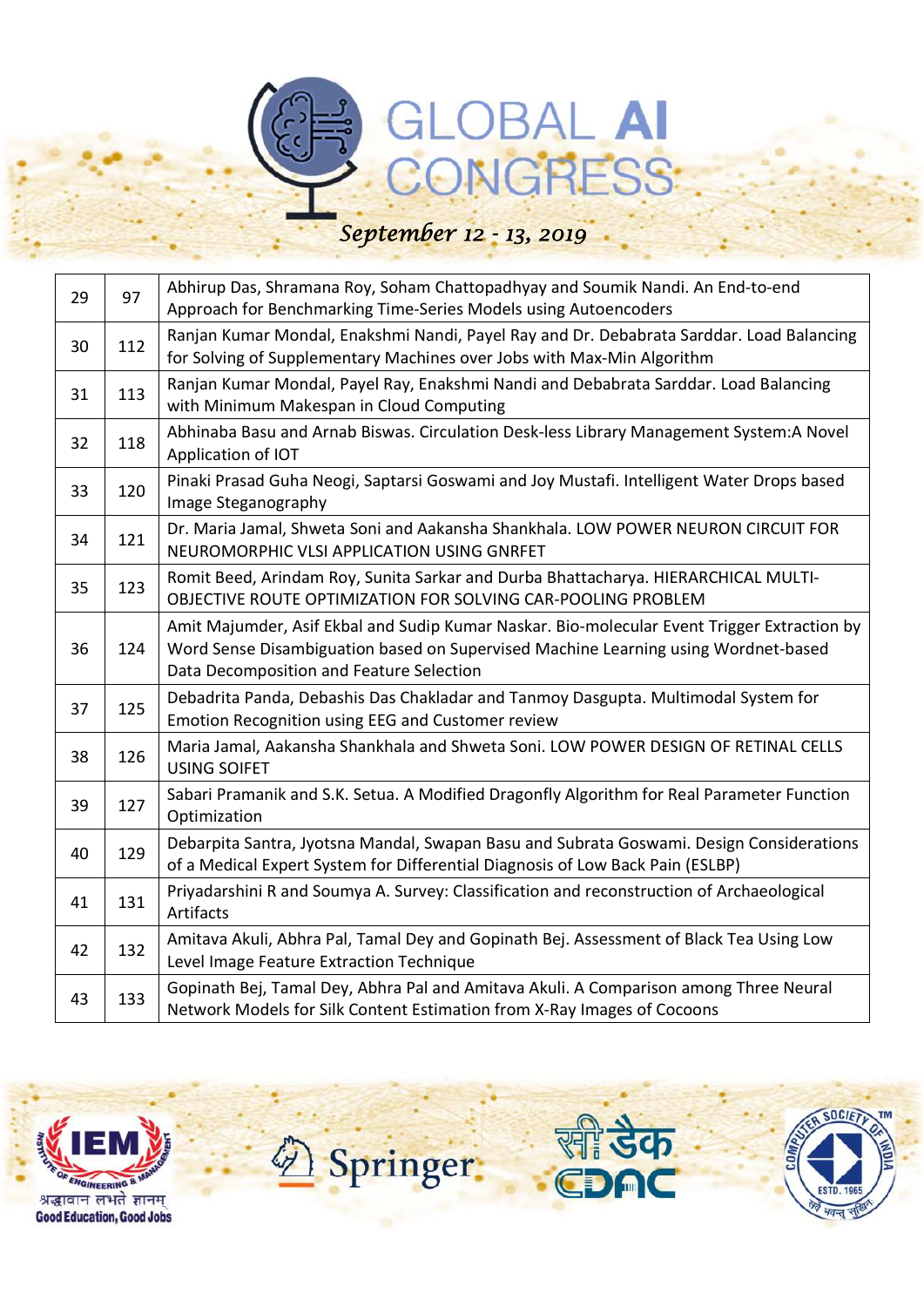| 29 | 97 | Abhirup Das, Shramana Roy, Soham Chattopadhyay and Soumik Nandi. An End-to-end Approach for Benchmarking Time-Series Models using Autoencoders |
|---|---|---|
| 30 | 112 | Ranjan Kumar Mondal, Enakshmi Nandi, Payel Ray and Dr. Debabrata Sarddar. Load Balancing for Solving of Supplementary Machines over Jobs with Max-Min Algorithm |
| 31 | 113 | Ranjan Kumar Mondal, Payel Ray, Enakshmi Nandi and Debabrata Sarddar. Load Balancing with Minimum Makespan in Cloud Computing |
| 32 | 118 | Abhinaba Basu and Arnab Biswas. Circulation Desk-less Library Management System:A Novel Application of IOT |
| 33 | 120 | Pinaki Prasad Guha Neogi, Saptarsi Goswami and Joy Mustafi. Intelligent Water Drops based Image Steganography |
| 34 | 121 | Dr. Maria Jamal, Shweta Soni and Aakansha Shankhala. LOW POWER NEURON CIRCUIT FOR NEUROMORPHIC VLSI APPLICATION USING GNRFET |
| 35 | 123 | Romit Beed, Arindam Roy, Sunita Sarkar and Durba Bhattacharya. HIERARCHICAL MULTI-OBJECTIVE ROUTE OPTIMIZATION FOR SOLVING CAR-POOLING PROBLEM |
| 36 | 124 | Amit Majumder, Asif Ekbal and Sudip Kumar Naskar. Bio-molecular Event Trigger Extraction by Word Sense Disambiguation based on Supervised Machine Learning using Wordnet-based Data Decomposition and Feature Selection |
| 37 | 125 | Debadrita Panda, Debashis Das Chakladar and Tanmoy Dasgupta. Multimodal System for Emotion Recognition using EEG and Customer review |
| 38 | 126 | Maria Jamal, Aakansha Shankhala and Shweta Soni. LOW POWER DESIGN OF RETINAL CELLS USING SOIFET |
| 39 | 127 | Sabari Pramanik and S.K. Setua. A Modified Dragonfly Algorithm for Real Parameter Function Optimization |
| 40 | 129 | Debarpita Santra, Jyotsna Mandal, Swapan Basu and Subrata Goswami. Design Considerations of a Medical Expert System for Differential Diagnosis of Low Back Pain (ESLBP) |
| 41 | 131 | Priyadarshini R and Soumya A. Survey: Classification and reconstruction of Archaeological Artifacts |
| 42 | 132 | Amitava Akuli, Abhra Pal, Tamal Dey and Gopinath Bej. Assessment of Black Tea Using Low Level Image Feature Extraction Technique |
| 43 | 133 | Gopinath Bej, Tamal Dey, Abhra Pal and Amitava Akuli. A Comparison among Three Neural Network Models for Silk Content Estimation from X-Ray Images of Cocoons |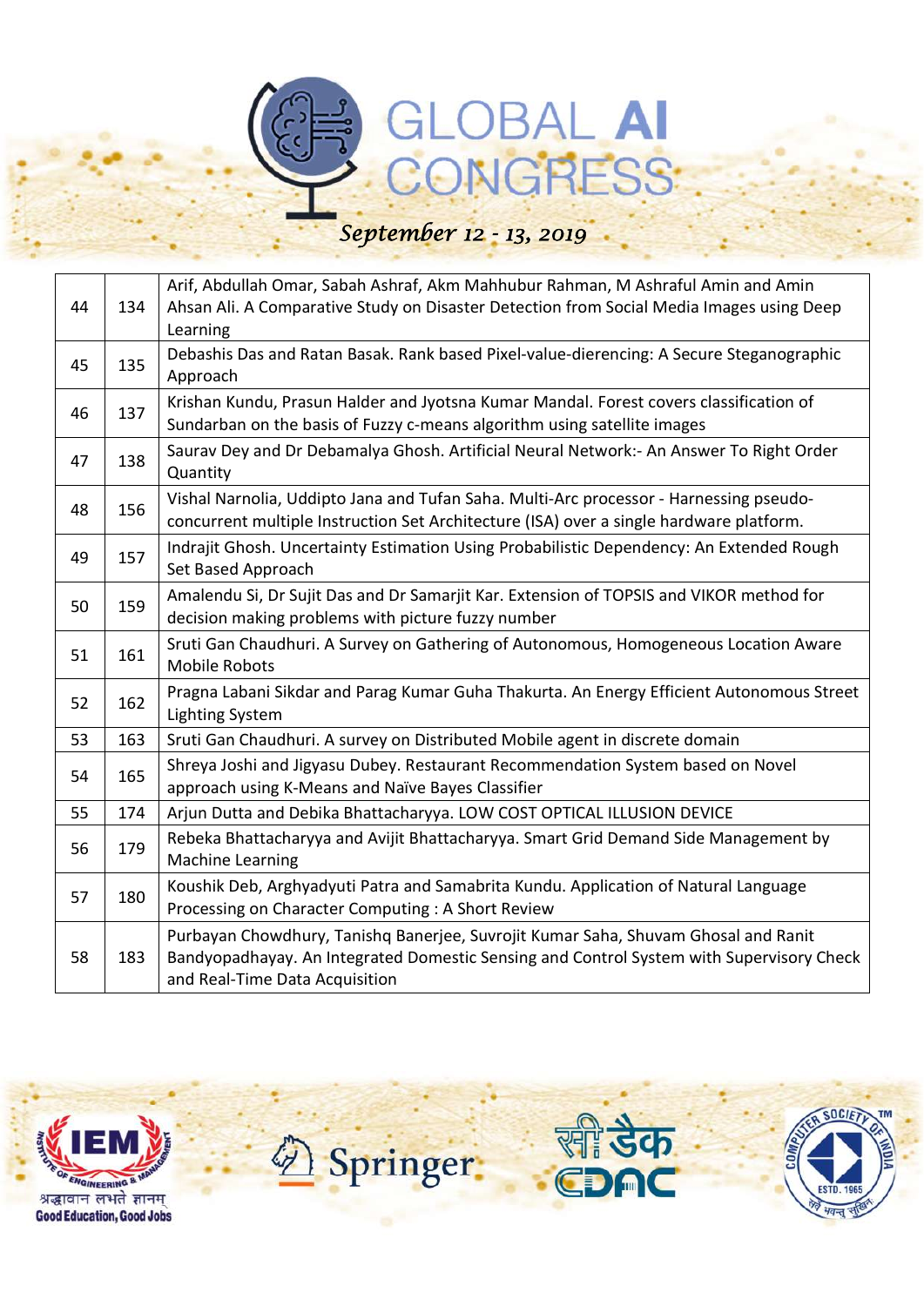| 44 | 134 | Arif, Abdullah Omar, Sabah Ashraf, Akm Mahhubur Rahman, M Ashraful Amin and Amin Ahsan Ali. A Comparative Study on Disaster Detection from Social Media Images using Deep Learning |
|---|---|---|
| 45 | 135 | Debashis Das and Ratan Basak. Rank based Pixel-value-dierencing: A Secure Steganographic Approach |
| 46 | 137 | Krishan Kundu, Prasun Halder and Jyotsna Kumar Mandal. Forest covers classification of Sundarban on the basis of Fuzzy c-means algorithm using satellite images |
| 47 | 138 | Saurav Dey and Dr Debamalya Ghosh. Artificial Neural Network:- An Answer To Right Order Quantity |
| 48 | 156 | Vishal Narnolia, Uddipto Jana and Tufan Saha. Multi-Arc processor - Harnessing pseudo-concurrent multiple Instruction Set Architecture (ISA) over a single hardware platform. |
| 49 | 157 | Indrajit Ghosh. Uncertainty Estimation Using Probabilistic Dependency: An Extended Rough Set Based Approach |
| 50 | 159 | Amalendu Si, Dr Sujit Das and Dr Samarjit Kar. Extension of TOPSIS and VIKOR method for decision making problems with picture fuzzy number |
| 51 | 161 | Sruti Gan Chaudhuri. A Survey on Gathering of Autonomous, Homogeneous Location Aware Mobile Robots |
| 52 | 162 | Pragna Labani Sikdar and Parag Kumar Guha Thakurta. An Energy Efficient Autonomous Street Lighting System |
| 53 | 163 | Sruti Gan Chaudhuri. A survey on Distributed Mobile agent in discrete domain |
| 54 | 165 | Shreya Joshi and Jigyasu Dubey. Restaurant Recommendation System based on Novel approach using K-Means and Naïve Bayes Classifier |
| 55 | 174 | Arjun Dutta and Debika Bhattacharyya. LOW COST OPTICAL ILLUSION DEVICE |
| 56 | 179 | Rebeka Bhattacharyya and Avijit Bhattacharyya. Smart Grid Demand Side Management by Machine Learning |
| 57 | 180 | Koushik Deb, Arghyadyuti Patra and Samabrita Kundu. Application of Natural Language Processing on Character Computing : A Short Review |
| 58 | 183 | Purbayan Chowdhury, Tanishq Banerjee, Suvrojit Kumar Saha, Shuvam Ghosal and Ranit Bandyopadhayay. An Integrated Domestic Sensing and Control System with Supervisory Check and Real-Time Data Acquisition |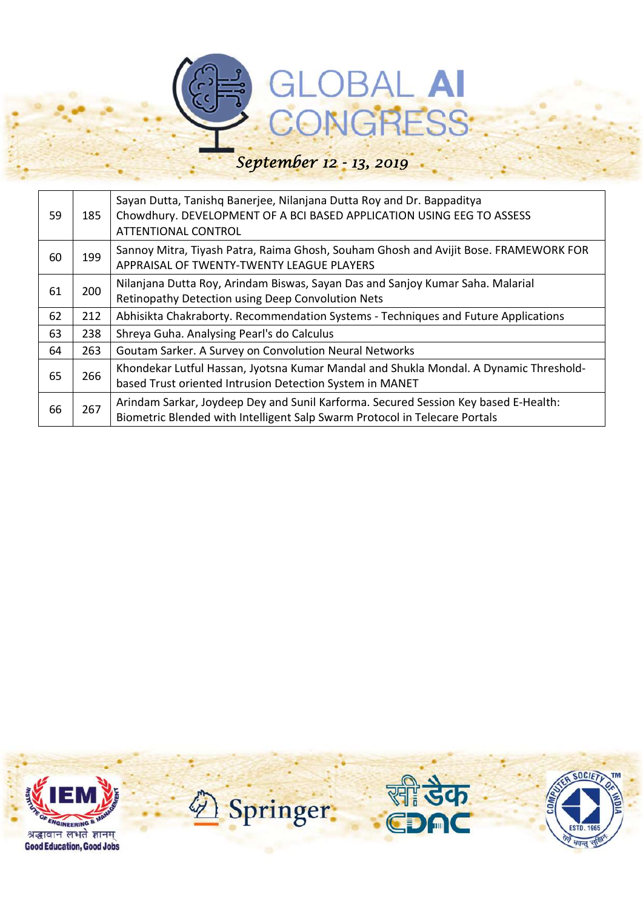| | | |
|---|---|---|
| 59 | 185 | Sayan Dutta, Tanishq Banerjee, Nilanjana Dutta Roy and Dr. Bappaditya Chowdhury. DEVELOPMENT OF A BCI BASED APPLICATION USING EEG TO ASSESS ATTENTIONAL CONTROL |
| 60 | 199 | Sannoy Mitra, Tiyash Patra, Raima Ghosh, Souham Ghosh and Avijit Bose. FRAMEWORK FOR APPRAISAL OF TWENTY-TWENTY LEAGUE PLAYERS |
| 61 | 200 | Nilanjana Dutta Roy, Arindam Biswas, Sayan Das and Sanjoy Kumar Saha. Malarial Retinopathy Detection using Deep Convolution Nets |
| 62 | 212 | Abhisikta Chakraborty. Recommendation Systems - Techniques and Future Applications |
| 63 | 238 | Shreya Guha. Analysing Pearl's do Calculus |
| 64 | 263 | Goutam Sarker. A Survey on Convolution Neural Networks |
| 65 | 266 | Khondekar Lutful Hassan, Jyotsna Kumar Mandal and Shukla Mondal. A Dynamic Threshold-based Trust oriented Intrusion Detection System in MANET |
| 66 | 267 | Arindam Sarkar, Joydeep Dey and Sunil Karforma. Secured Session Key based E-Health: Biometric Blended with Intelligent Salp Swarm Protocol in Telecare Portals |